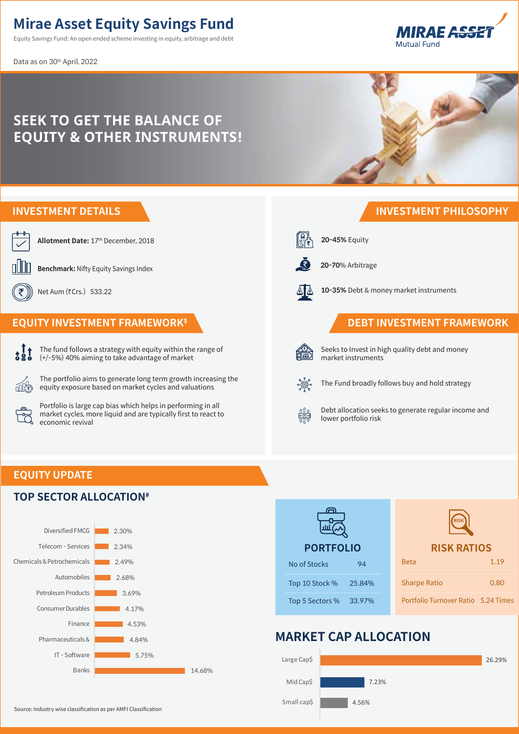# Mirae Asset Equity Savings Fund

Equity Savings Fund: An open ended scheme investing in equity, arbitrage and debt

MIRAE ASSET Mutual Fund

Data as on 30th April, 2022

## SEEK TO GET THE BALANCE OF EQUITY & OTHER INSTRUMENTS!

## INVESTMENT DETAILS

**Allotment Date:** 17th December, 2018

**Benchmark:** Nifty Equity Savings Index

Net Aum (₹Crs.) 533.22

## INVESTMENT PHILOSOPHY

**20-45%** Equity

**20-70%** Arbitrage

**10-35%** Debt & money market instruments

## EQUITY INVESTMENT FRAMEWORK$

- The fund follows a strategy with equity within the range of (+/-5%) 40% aiming to take advantage of market
- The portfolio aims to generate long term growth increasing the equity exposure based on market cycles and valuations
- Portfolio is large cap bias which helps in performing in all market cycles, more liquid and are typically first to react to economic revival

## DEBT INVESTMENT FRAMEWORK

- Seeks to Invest in high quality debt and money market instruments
- The Fund broadly follows buy and hold strategy
- Debt allocation seeks to generate regular income and lower portfolio risk

## EQUITY UPDATE

### TOP SECTOR ALLOCATION#

| Sector | Allocation |
|---|---|
| Diversified FMCG | 2.30% |
| Telecom - Services | 2.34% |
| Chemicals & Petrochemicals | 2.49% |
| Automobiles | 2.68% |
| Petroleum Products | 3.69% |
| Consumer Durables | 4.17% |
| Finance | 4.53% |
| Pharmaceuticals & | 4.84% |
| IT - Software | 5.75% |
| Banks | 14.68% |

Source: Industry wise classification as per AMFI Classification

### PORTFOLIO

| | |
|---|---|
| No of Stocks | 94 |
| Top 10 Stock % | 25.84% |
| Top 5 Sectors % | 33.97% |

### RISK RATIOS

| | |
|---|---|
| Beta | 1.19 |
| Sharpe Ratio | 0.80 |
| Portfolio Turnover Ratio | 5.24 Times |

### MARKET CAP ALLOCATION

| Market Cap | Allocation |
|---|---|
| Large Cap$ | 26.29% |
| Mid Cap$ | 7.23% |
| Small cap$ | 4.56% |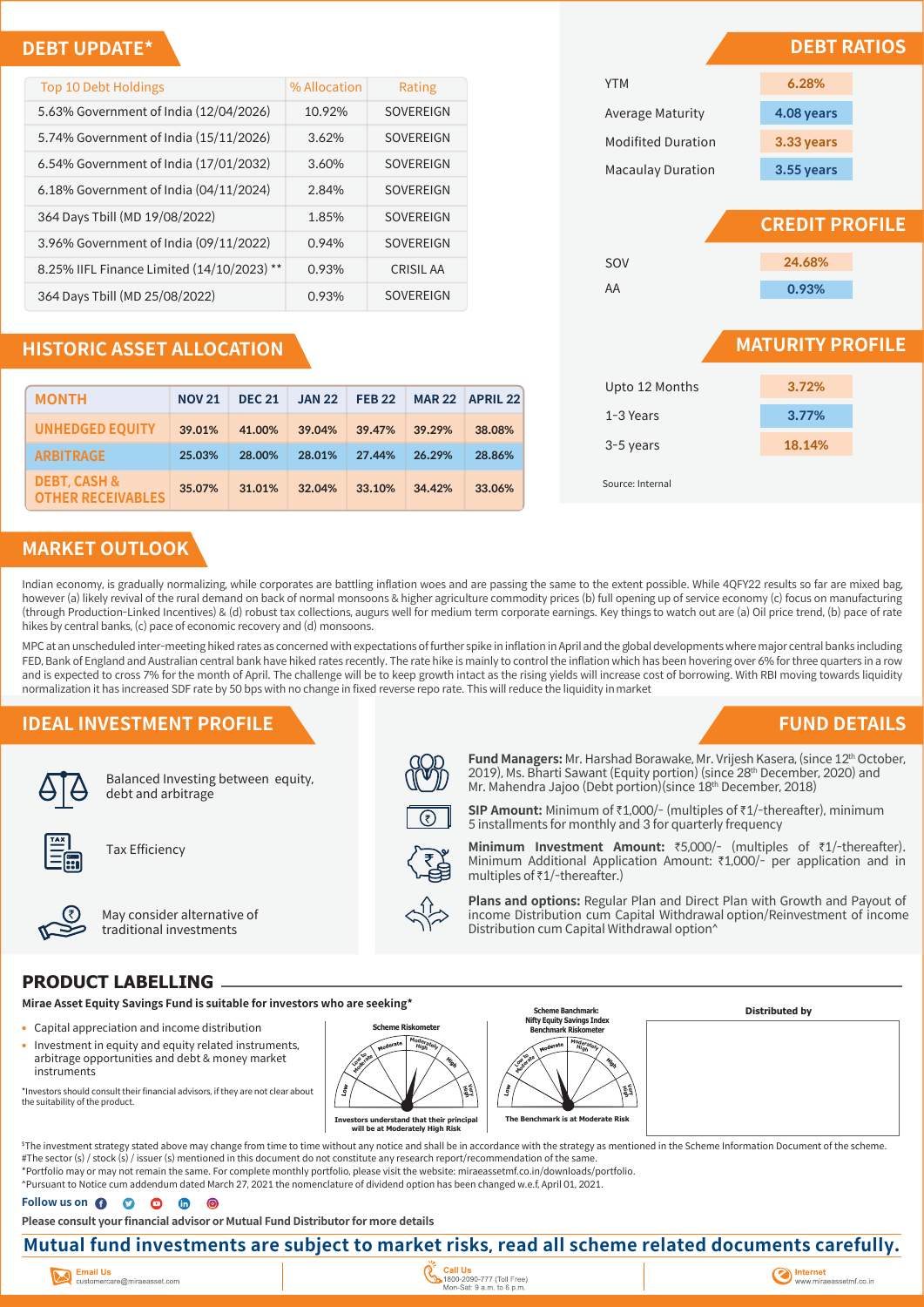## DEBT UPDATE*

| Top 10 Debt Holdings | % Allocation | Rating |
|---|---|---|
| 5.63% Government of India (12/04/2026) | 10.92% | SOVEREIGN |
| 5.74% Government of India (15/11/2026) | 3.62% | SOVEREIGN |
| 6.54% Government of India (17/01/2032) | 3.60% | SOVEREIGN |
| 6.18% Government of India (04/11/2024) | 2.84% | SOVEREIGN |
| 364 Days Tbill (MD 19/08/2022) | 1.85% | SOVEREIGN |
| 3.96% Government of India (09/11/2022) | 0.94% | SOVEREIGN |
| 8.25% IIFL Finance Limited (14/10/2023) ** | 0.93% | CRISIL AA |
| 364 Days Tbill (MD 25/08/2022) | 0.93% | SOVEREIGN |

## DEBT RATIOS

| | |
|---|---|
| YTM | 6.28% |
| Average Maturity | 4.08 years |
| Modifited Duration | 3.33 years |
| Macaulay Duration | 3.55 years |

## CREDIT PROFILE

| | |
|---|---|
| SOV | 24.68% |
| AA | 0.93% |

## MATURITY PROFILE

| | |
|---|---|
| Upto 12 Months | 3.72% |
| 1-3 Years | 3.77% |
| 3-5 years | 18.14% |

Source: Internal

## HISTORIC ASSET ALLOCATION

| MONTH | NOV 21 | DEC 21 | JAN 22 | FEB 22 | MAR 22 | APRIL 22 |
|---|---|---|---|---|---|---|
| UNHEDGED EQUITY | 39.01% | 41.00% | 39.04% | 39.47% | 39.29% | 38.08% |
| ARBITRAGE | 25.03% | 28.00% | 28.01% | 27.44% | 26.29% | 28.86% |
| DEBT, CASH & OTHER RECEIVABLES | 35.07% | 31.01% | 32.04% | 33.10% | 34.42% | 33.06% |

## MARKET OUTLOOK

Indian economy, is gradually normalizing, while corporates are battling inflation woes and are passing the same to the extent possible. While 4QFY22 results so far are mixed bag, however (a) likely revival of the rural demand on back of normal monsoons & higher agriculture commodity prices (b) full opening up of service economy (c) focus on manufacturing (through Production-Linked Incentives) & (d) robust tax collections, augurs well for medium term corporate earnings. Key things to watch out are (a) Oil price trend, (b) pace of rate hikes by central banks, (c) pace of economic recovery and (d) monsoons.

MPC at an unscheduled inter-meeting hiked rates as concerned with expectations of further spike in inflation in April and the global developments where major central banks including FED, Bank of England and Australian central bank have hiked rates recently. The rate hike is mainly to control the inflation which has been hovering over 6% for three quarters in a row and is expected to cross 7% for the month of April. The challenge will be to keep growth intact as the rising yields will increase cost of borrowing. With RBI moving towards liquidity normalization it has increased SDF rate by 50 bps with no change in fixed reverse repo rate. This will reduce the liquidity in market

## IDEAL INVESTMENT PROFILE

- Balanced Investing between equity, debt and arbitrage
- Tax Efficiency
- May consider alternative of traditional investments

## FUND DETAILS

**Fund Managers:** Mr. Harshad Borawake, Mr. Vrijesh Kasera, (since 12th October, 2019), Ms. Bharti Sawant (Equity portion) (since 28th December, 2020) and Mr. Mahendra Jajoo (Debt portion)(since 18th December, 2018)

**SIP Amount:** Minimum of ₹1,000/- (multiples of ₹1/-thereafter), minimum 5 installments for monthly and 3 for quarterly frequency

**Minimum Investment Amount:** ₹5,000/- (multiples of ₹1/-thereafter). Minimum Additional Application Amount: ₹1,000/- per application and in multiples of ₹1/-thereafter.)

**Plans and options:** Regular Plan and Direct Plan with Growth and Payout of income Distribution cum Capital Withdrawal option/Reinvestment of income Distribution cum Capital Withdrawal option^

## PRODUCT LABELLING

**Mirae Asset Equity Savings Fund is suitable for investors who are seeking***

- Capital appreciation and income distribution
- Investment in equity and equity related instruments, arbitrage opportunities and debt & money market instruments

*Investors should consult their financial advisors, if they are not clear about the suitability of the product.

Scheme Riskometer

Low, Low to Moderate, Moderate, Moderately High, High, Very High

Investors understand that their principal will be at Moderately High Risk

Scheme Banchmark: Nifty Equity Savings Index Benchmark Riskometer

Low, Low to Moderate, Moderate, Moderately High, High, Very High

The Benchmark is at Moderate Risk

Distributed by

$The investment strategy stated above may change from time to time without any notice and shall be in accordance with the strategy as mentioned in the Scheme Information Document of the scheme.
#The sector (s) / stock (s) / issuer (s) mentioned in this document do not constitute any research report/recommendation of the same.
*Portfolio may or may not remain the same. For complete monthly portfolio, please visit the website: miraeassetmf.co.in/downloads/portfolio.
^Pursuant to Notice cum addendum dated March 27, 2021 the nomenclature of dividend option has been changed w.e.f. April 01, 2021.

Follow us on

**Please consult your financial advisor or Mutual Fund Distributor for more details**

**Mutual fund investments are subject to market risks, read all scheme related documents carefully.**

Email Us customercare@miraeasset.com

Call Us 1800-2090-777 (Toll Free) Mon-Sat: 9 a.m. to 6 p.m.

Internet www.miraeassetmf.co.in